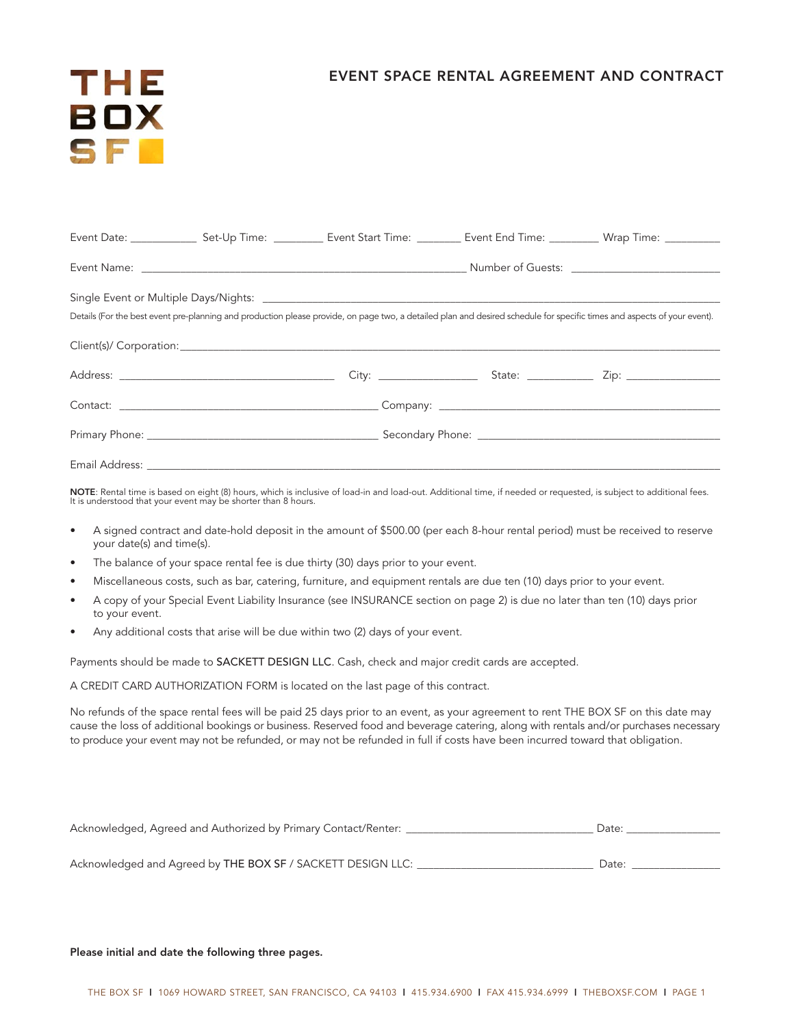THE BOX SF

# EVENT SPACE RENTAL AGREEMENT AND CONTRACT

Event Date: ___________ Set-Up Time: ________ Event Start Time: _______ Event End Time: ________ Wrap Time: _________

Event Name: _______________________________________________ Number of Guests: _______________________

Single Event or Multiple Days/Nights: ______________________________________________________________

Details (For the best event pre-planning and production please provide, on page two, a detailed plan and desired schedule for specific times and aspects of your event).

Client(s)/ Corporation: ______________________________________________________________________

Address: ___________________________________ City: ________________ State: ___________ Zip: ________________

Contact: ____________________________________________ Company: ________________________________________________

Primary Phone: _______________________________________ Secondary Phone: __________________________________________

Email Address: _______________________________________________________________________________

**NOTE**: Rental time is based on eight (8) hours, which is inclusive of load-in and load-out. Additional time, if needed or requested, is subject to additional fees. It is understood that your event may be shorter than 8 hours.

- A signed contract and date-hold deposit in the amount of $500.00 (per each 8-hour rental period) must be received to reserve your date(s) and time(s).
- The balance of your space rental fee is due thirty (30) days prior to your event.
- Miscellaneous costs, such as bar, catering, furniture, and equipment rentals are due ten (10) days prior to your event.
- A copy of your Special Event Liability Insurance (see INSURANCE section on page 2) is due no later than ten (10) days prior to your event.
- Any additional costs that arise will be due within two (2) days of your event.

Payments should be made to SACKETT DESIGN LLC. Cash, check and major credit cards are accepted.

A CREDIT CARD AUTHORIZATION FORM is located on the last page of this contract.

No refunds of the space rental fees will be paid 25 days prior to an event, as your agreement to rent THE BOX SF on this date may cause the loss of additional bookings or business. Reserved food and beverage catering, along with rentals and/or purchases necessary to produce your event may not be refunded, or may not be refunded in full if costs have been incurred toward that obligation.

Acknowledged, Agreed and Authorized by Primary Contact/Renter: ________________________________ Date: ________________

Acknowledged and Agreed by THE BOX SF / SACKETT DESIGN LLC: ______________________________ Date: _______________

**Please initial and date the following three pages.**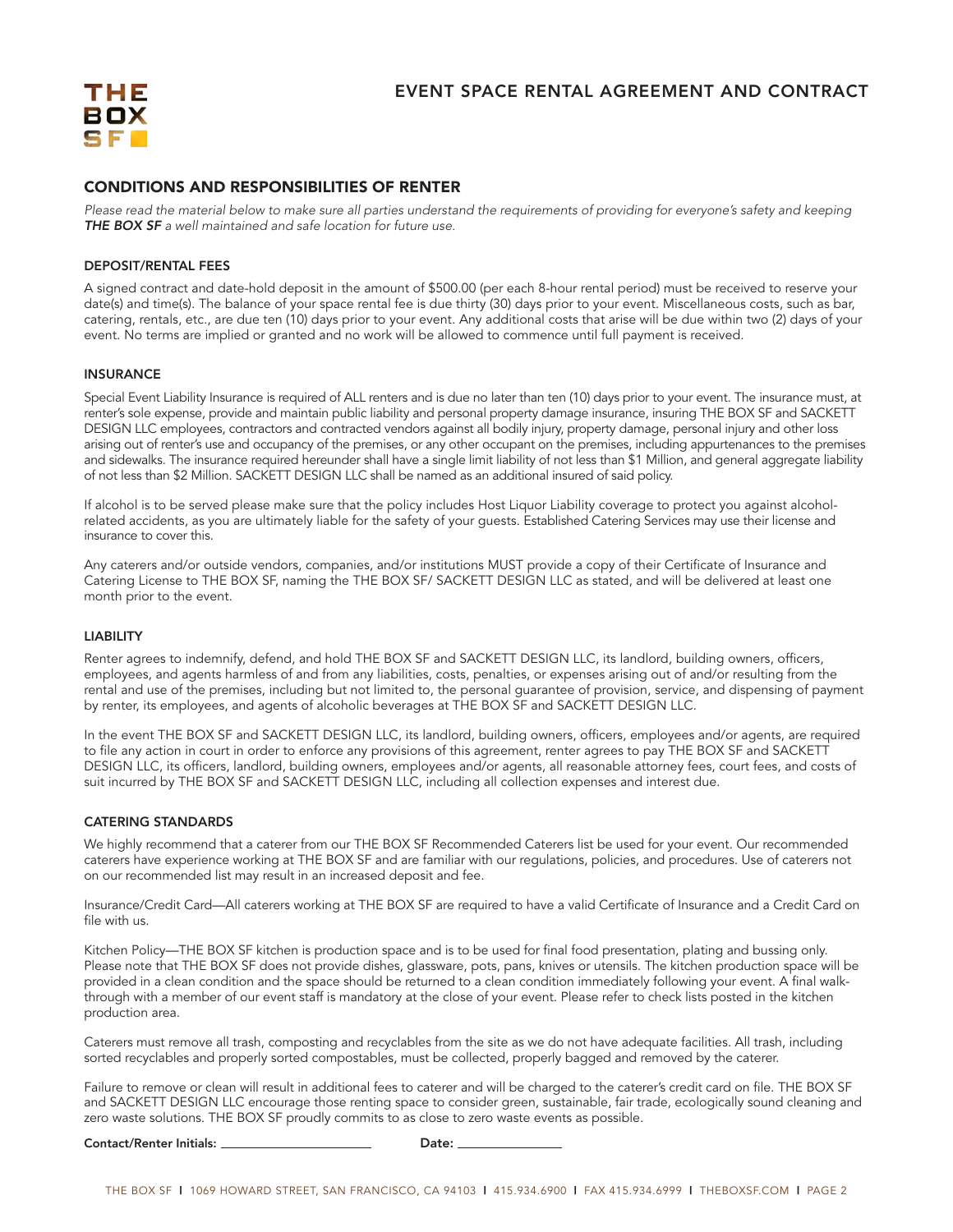# EVENT SPACE RENTAL AGREEMENT AND CONTRACT

## CONDITIONS AND RESPONSIBILITIES OF RENTER

*Please read the material below to make sure all parties understand the requirements of providing for everyone's safety and keeping **THE BOX SF** a well maintained and safe location for future use.*

### DEPOSIT/RENTAL FEES

A signed contract and date-hold deposit in the amount of $500.00 (per each 8-hour rental period) must be received to reserve your date(s) and time(s). The balance of your space rental fee is due thirty (30) days prior to your event. Miscellaneous costs, such as bar, catering, rentals, etc., are due ten (10) days prior to your event. Any additional costs that arise will be due within two (2) days of your event. No terms are implied or granted and no work will be allowed to commence until full payment is received.

### INSURANCE

Special Event Liability Insurance is required of ALL renters and is due no later than ten (10) days prior to your event. The insurance must, at renter's sole expense, provide and maintain public liability and personal property damage insurance, insuring THE BOX SF and SACKETT DESIGN LLC employees, contractors and contracted vendors against all bodily injury, property damage, personal injury and other loss arising out of renter's use and occupancy of the premises, or any other occupant on the premises, including appurtenances to the premises and sidewalks. The insurance required hereunder shall have a single limit liability of not less than $1 Million, and general aggregate liability of not less than $2 Million. SACKETT DESIGN LLC shall be named as an additional insured of said policy.

If alcohol is to be served please make sure that the policy includes Host Liquor Liability coverage to protect you against alcohol-related accidents, as you are ultimately liable for the safety of your guests. Established Catering Services may use their license and insurance to cover this.

Any caterers and/or outside vendors, companies, and/or institutions MUST provide a copy of their Certificate of Insurance and Catering License to THE BOX SF, naming the THE BOX SF/ SACKETT DESIGN LLC as stated, and will be delivered at least one month prior to the event.

### LIABILITY

Renter agrees to indemnify, defend, and hold THE BOX SF and SACKETT DESIGN LLC, its landlord, building owners, officers, employees, and agents harmless of and from any liabilities, costs, penalties, or expenses arising out of and/or resulting from the rental and use of the premises, including but not limited to, the personal guarantee of provision, service, and dispensing of payment by renter, its employees, and agents of alcoholic beverages at THE BOX SF and SACKETT DESIGN LLC.

In the event THE BOX SF and SACKETT DESIGN LLC, its landlord, building owners, officers, employees and/or agents, are required to file any action in court in order to enforce any provisions of this agreement, renter agrees to pay THE BOX SF and SACKETT DESIGN LLC, its officers, landlord, building owners, employees and/or agents, all reasonable attorney fees, court fees, and costs of suit incurred by THE BOX SF and SACKETT DESIGN LLC, including all collection expenses and interest due.

### CATERING STANDARDS

We highly recommend that a caterer from our THE BOX SF Recommended Caterers list be used for your event. Our recommended caterers have experience working at THE BOX SF and are familiar with our regulations, policies, and procedures. Use of caterers not on our recommended list may result in an increased deposit and fee.

Insurance/Credit Card—All caterers working at THE BOX SF are required to have a valid Certificate of Insurance and a Credit Card on file with us.

Kitchen Policy—THE BOX SF kitchen is production space and is to be used for final food presentation, plating and bussing only. Please note that THE BOX SF does not provide dishes, glassware, pots, pans, knives or utensils. The kitchen production space will be provided in a clean condition and the space should be returned to a clean condition immediately following your event. A final walk-through with a member of our event staff is mandatory at the close of your event. Please refer to check lists posted in the kitchen production area.

Caterers must remove all trash, composting and recyclables from the site as we do not have adequate facilities. All trash, including sorted recyclables and properly sorted compostables, must be collected, properly bagged and removed by the caterer.

Failure to remove or clean will result in additional fees to caterer and will be charged to the caterer's credit card on file. THE BOX SF and SACKETT DESIGN LLC encourage those renting space to consider green, sustainable, fair trade, ecologically sound cleaning and zero waste solutions. THE BOX SF proudly commits to as close to zero waste events as possible.

**Contact/Renter Initials:** ____________________ **Date:** ______________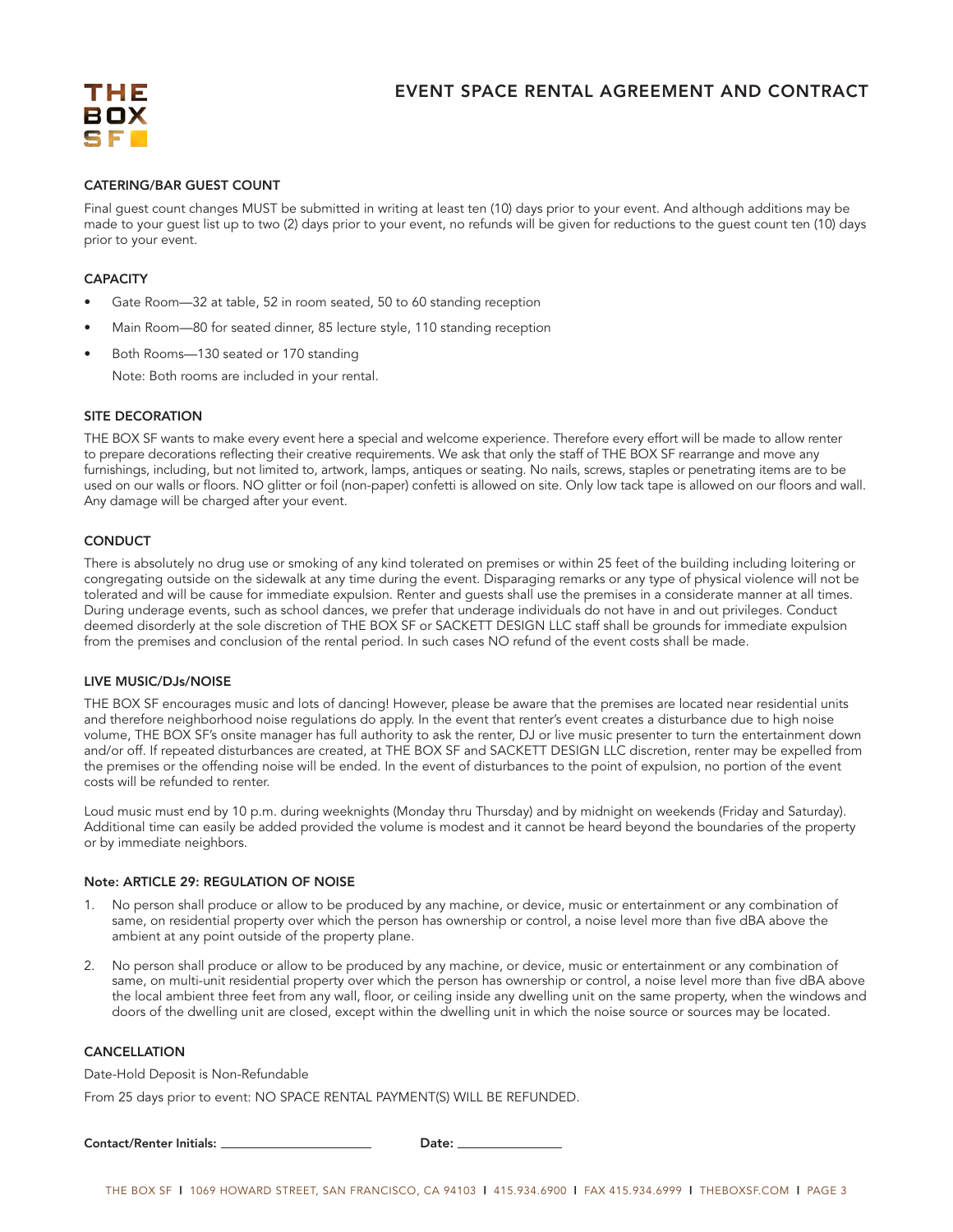# EVENT SPACE RENTAL AGREEMENT AND CONTRACT

### CATERING/BAR GUEST COUNT

Final guest count changes MUST be submitted in writing at least ten (10) days prior to your event. And although additions may be made to your guest list up to two (2) days prior to your event, no refunds will be given for reductions to the guest count ten (10) days prior to your event.

### CAPACITY

- Gate Room—32 at table, 52 in room seated, 50 to 60 standing reception
- Main Room—80 for seated dinner, 85 lecture style, 110 standing reception
- Both Rooms—130 seated or 170 standing

  Note: Both rooms are included in your rental.

### SITE DECORATION

THE BOX SF wants to make every event here a special and welcome experience. Therefore every effort will be made to allow renter to prepare decorations reflecting their creative requirements. We ask that only the staff of THE BOX SF rearrange and move any furnishings, including, but not limited to, artwork, lamps, antiques or seating. No nails, screws, staples or penetrating items are to be used on our walls or floors. NO glitter or foil (non-paper) confetti is allowed on site. Only low tack tape is allowed on our floors and wall. Any damage will be charged after your event.

### CONDUCT

There is absolutely no drug use or smoking of any kind tolerated on premises or within 25 feet of the building including loitering or congregating outside on the sidewalk at any time during the event. Disparaging remarks or any type of physical violence will not be tolerated and will be cause for immediate expulsion. Renter and guests shall use the premises in a considerate manner at all times. During underage events, such as school dances, we prefer that underage individuals do not have in and out privileges. Conduct deemed disorderly at the sole discretion of THE BOX SF or SACKETT DESIGN LLC staff shall be grounds for immediate expulsion from the premises and conclusion of the rental period. In such cases NO refund of the event costs shall be made.

### LIVE MUSIC/DJs/NOISE

THE BOX SF encourages music and lots of dancing! However, please be aware that the premises are located near residential units and therefore neighborhood noise regulations do apply. In the event that renter's event creates a disturbance due to high noise volume, THE BOX SF's onsite manager has full authority to ask the renter, DJ or live music presenter to turn the entertainment down and/or off. If repeated disturbances are created, at THE BOX SF and SACKETT DESIGN LLC discretion, renter may be expelled from the premises or the offending noise will be ended. In the event of disturbances to the point of expulsion, no portion of the event costs will be refunded to renter.

Loud music must end by 10 p.m. during weeknights (Monday thru Thursday) and by midnight on weekends (Friday and Saturday). Additional time can easily be added provided the volume is modest and it cannot be heard beyond the boundaries of the property or by immediate neighbors.

### Note: ARTICLE 29: REGULATION OF NOISE

1. No person shall produce or allow to be produced by any machine, or device, music or entertainment or any combination of same, on residential property over which the person has ownership or control, a noise level more than five dBA above the ambient at any point outside of the property plane.
2. No person shall produce or allow to be produced by any machine, or device, music or entertainment or any combination of same, on multi-unit residential property over which the person has ownership or control, a noise level more than five dBA above the local ambient three feet from any wall, floor, or ceiling inside any dwelling unit on the same property, when the windows and doors of the dwelling unit are closed, except within the dwelling unit in which the noise source or sources may be located.

### CANCELLATION

Date-Hold Deposit is Non-Refundable

From 25 days prior to event: NO SPACE RENTAL PAYMENT(S) WILL BE REFUNDED.

**Contact/Renter Initials:** ____________________ **Date:** ______________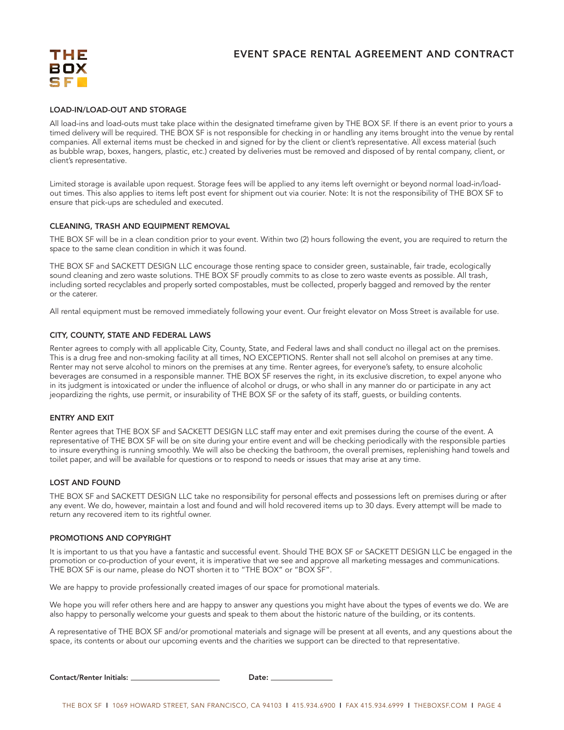# EVENT SPACE RENTAL AGREEMENT AND CONTRACT

### LOAD-IN/LOAD-OUT AND STORAGE

All load-ins and load-outs must take place within the designated timeframe given by THE BOX SF. If there is an event prior to yours a timed delivery will be required. THE BOX SF is not responsible for checking in or handling any items brought into the venue by rental companies. All external items must be checked in and signed for by the client or client's representative. All excess material (such as bubble wrap, boxes, hangers, plastic, etc.) created by deliveries must be removed and disposed of by rental company, client, or client's representative.

Limited storage is available upon request. Storage fees will be applied to any items left overnight or beyond normal load-in/load-out times. This also applies to items left post event for shipment out via courier. Note: It is not the responsibility of THE BOX SF to ensure that pick-ups are scheduled and executed.

### CLEANING, TRASH AND EQUIPMENT REMOVAL

THE BOX SF will be in a clean condition prior to your event. Within two (2) hours following the event, you are required to return the space to the same clean condition in which it was found.

THE BOX SF and SACKETT DESIGN LLC encourage those renting space to consider green, sustainable, fair trade, ecologically sound cleaning and zero waste solutions. THE BOX SF proudly commits to as close to zero waste events as possible. All trash, including sorted recyclables and properly sorted compostables, must be collected, properly bagged and removed by the renter or the caterer.

All rental equipment must be removed immediately following your event. Our freight elevator on Moss Street is available for use.

### CITY, COUNTY, STATE AND FEDERAL LAWS

Renter agrees to comply with all applicable City, County, State, and Federal laws and shall conduct no illegal act on the premises. This is a drug free and non-smoking facility at all times, NO EXCEPTIONS. Renter shall not sell alcohol on premises at any time. Renter may not serve alcohol to minors on the premises at any time. Renter agrees, for everyone's safety, to ensure alcoholic beverages are consumed in a responsible manner. THE BOX SF reserves the right, in its exclusive discretion, to expel anyone who in its judgment is intoxicated or under the influence of alcohol or drugs, or who shall in any manner do or participate in any act jeopardizing the rights, use permit, or insurability of THE BOX SF or the safety of its staff, guests, or building contents.

### ENTRY AND EXIT

Renter agrees that THE BOX SF and SACKETT DESIGN LLC staff may enter and exit premises during the course of the event. A representative of THE BOX SF will be on site during your entire event and will be checking periodically with the responsible parties to insure everything is running smoothly. We will also be checking the bathroom, the overall premises, replenishing hand towels and toilet paper, and will be available for questions or to respond to needs or issues that may arise at any time.

### LOST AND FOUND

THE BOX SF and SACKETT DESIGN LLC take no responsibility for personal effects and possessions left on premises during or after any event. We do, however, maintain a lost and found and will hold recovered items up to 30 days. Every attempt will be made to return any recovered item to its rightful owner.

### PROMOTIONS AND COPYRIGHT

It is important to us that you have a fantastic and successful event. Should THE BOX SF or SACKETT DESIGN LLC be engaged in the promotion or co-production of your event, it is imperative that we see and approve all marketing messages and communications. THE BOX SF is our name, please do NOT shorten it to "THE BOX" or "BOX SF".

We are happy to provide professionally created images of our space for promotional materials.

We hope you will refer others here and are happy to answer any questions you might have about the types of events we do. We are also happy to personally welcome your guests and speak to them about the historic nature of the building, or its contents.

A representative of THE BOX SF and/or promotional materials and signage will be present at all events, and any questions about the space, its contents or about our upcoming events and the charities we support can be directed to that representative.

**Contact/Renter Initials:** ____________________ **Date:** ______________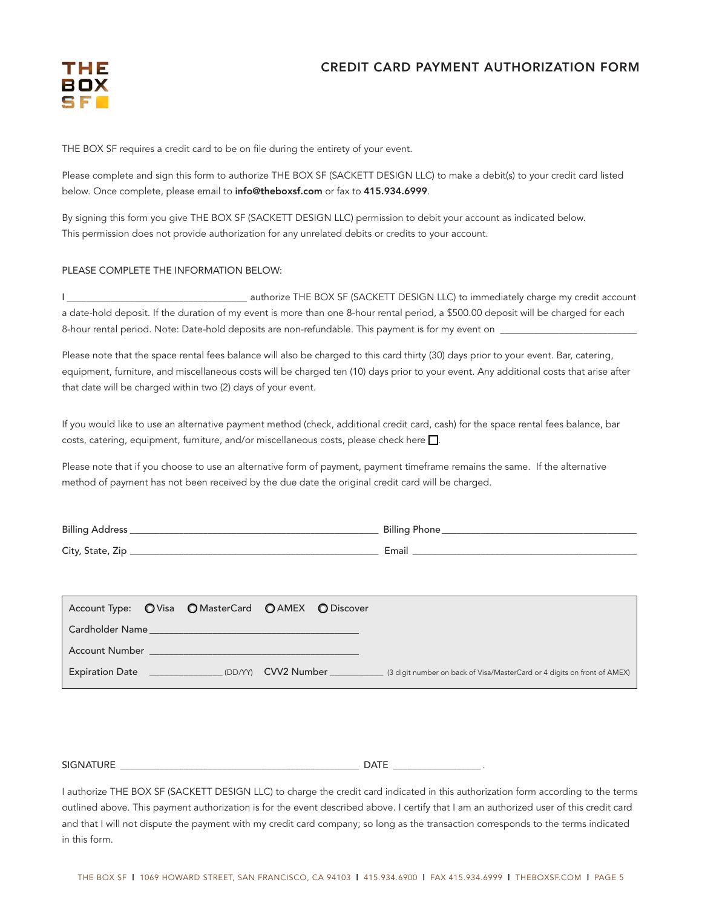THE BOX SF

# CREDIT CARD PAYMENT AUTHORIZATION FORM

THE BOX SF requires a credit card to be on file during the entirety of your event.

Please complete and sign this form to authorize THE BOX SF (SACKETT DESIGN LLC) to make a debit(s) to your credit card listed below. Once complete, please email to **info@theboxsf.com** or fax to **415.934.6999**.

By signing this form you give THE BOX SF (SACKETT DESIGN LLC) permission to debit your account as indicated below. This permission does not provide authorization for any unrelated debits or credits to your account.

PLEASE COMPLETE THE INFORMATION BELOW:

I ___________________________________ authorize THE BOX SF (SACKETT DESIGN LLC) to immediately charge my credit account a date-hold deposit. If the duration of my event is more than one 8-hour rental period, a $500.00 deposit will be charged for each 8-hour rental period. Note: Date-hold deposits are non-refundable. This payment is for my event on __________________________

Please note that the space rental fees balance will also be charged to this card thirty (30) days prior to your event. Bar, catering, equipment, furniture, and miscellaneous costs will be charged ten (10) days prior to your event. Any additional costs that arise after that date will be charged within two (2) days of your event.

If you would like to use an alternative payment method (check, additional credit card, cash) for the space rental fees balance, bar costs, catering, equipment, furniture, and/or miscellaneous costs, please check here ☐.

Please note that if you choose to use an alternative form of payment, payment timeframe remains the same. If the alternative method of payment has not been received by the due date the original credit card will be charged.

Billing Address ________________________________________________ Billing Phone ______________________________________

City, State, Zip ________________________________________________ Email ___________________________________________

Account Type: ○ Visa ○ MasterCard ○ AMEX ○ Discover

Cardholder Name ________________________________________

Account Number ________________________________________

Expiration Date ______________ (DD/YY) CVV2 Number ___________ (3 digit number on back of Visa/MasterCard or 4 digits on front of AMEX)

SIGNATURE ______________________________________________ DATE ________________ .

I authorize THE BOX SF (SACKETT DESIGN LLC) to charge the credit card indicated in this authorization form according to the terms outlined above. This payment authorization is for the event described above. I certify that I am an authorized user of this credit card and that I will not dispute the payment with my credit card company; so long as the transaction corresponds to the terms indicated in this form.